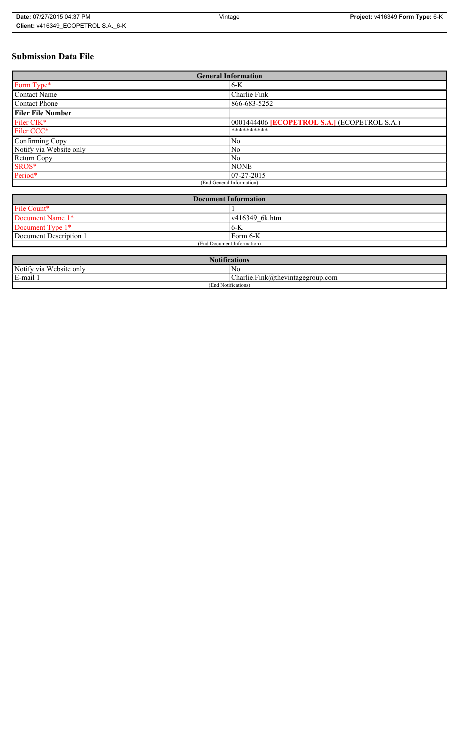# Submission Data File

| General Information | |
|---|---|
| Form Type* | 6-K |
| Contact Name | Charlie Fink |
| Contact Phone | 866-683-5252 |
| **Filer File Number** | |
| Filer CIK* | 0001444406 **[ECOPETROL S.A.]** (ECOPETROL S.A.) |
| Filer CCC* | ********** |
| Confirming Copy | No |
| Notify via Website only | No |
| Return Copy | No |
| SROS* | NONE |
| Period* | 07-27-2015 |
| (End General Information) | |

| Document Information | |
|---|---|
| File Count* | 1 |
| Document Name 1* | v416349_6k.htm |
| Document Type 1* | 6-K |
| Document Description 1 | Form 6-K |
| (End Document Information) | |

| Notifications | |
|---|---|
| Notify via Website only | No |
| E-mail 1 | Charlie.Fink@thevintagegroup.com |
| (End Notifications) | |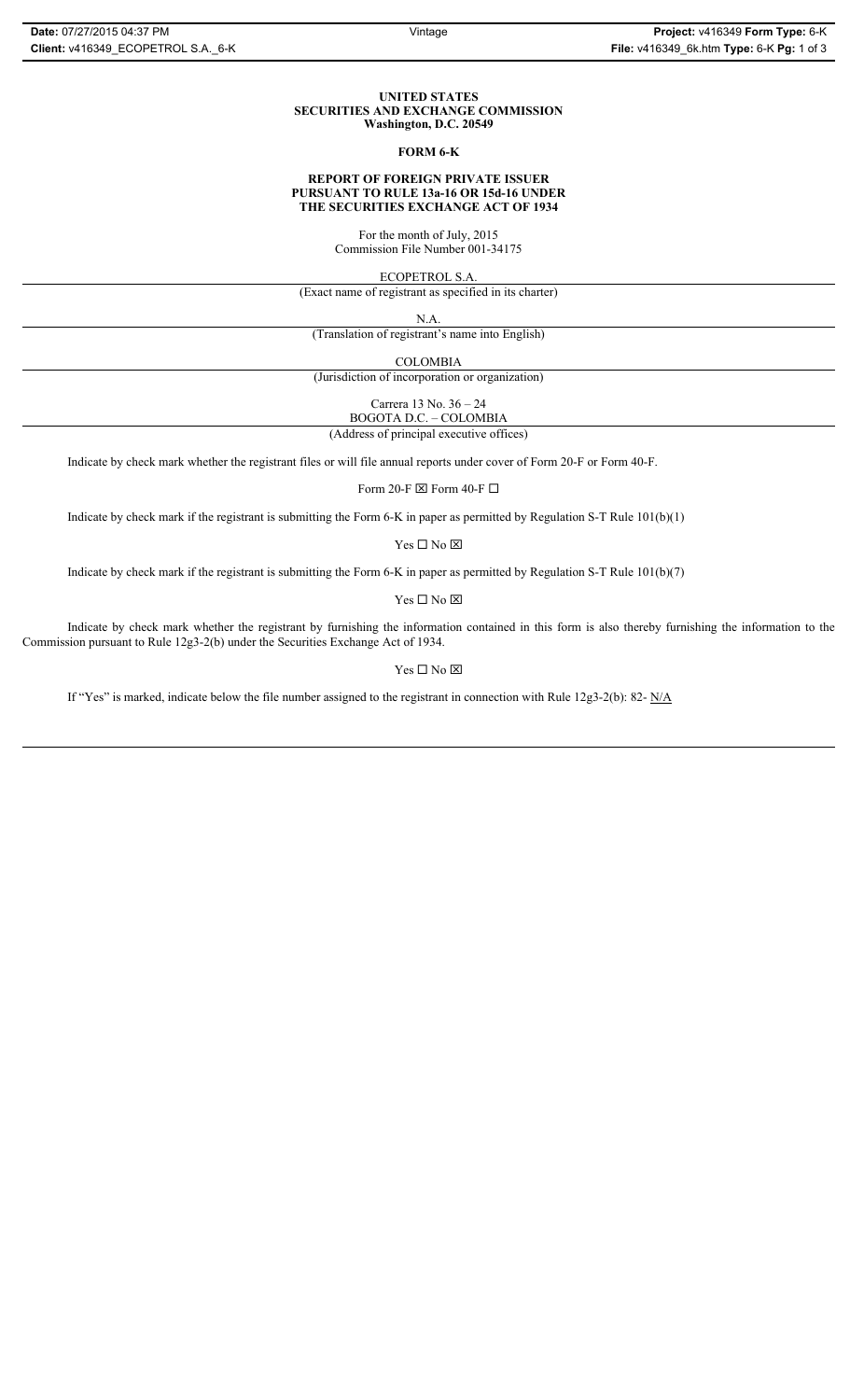**UNITED STATES**
**SECURITIES AND EXCHANGE COMMISSION**
**Washington, D.C. 20549**

**FORM 6-K**

**REPORT OF FOREIGN PRIVATE ISSUER**
**PURSUANT TO RULE 13a-16 OR 15d-16 UNDER**
**THE SECURITIES EXCHANGE ACT OF 1934**

For the month of July, 2015
Commission File Number 001-34175

ECOPETROL S.A.
(Exact name of registrant as specified in its charter)

N.A.
(Translation of registrant's name into English)

COLOMBIA
(Jurisdiction of incorporation or organization)

Carrera 13 No. 36 – 24
BOGOTA D.C. – COLOMBIA
(Address of principal executive offices)

Indicate by check mark whether the registrant files or will file annual reports under cover of Form 20-F or Form 40-F.

Form 20-F ☒ Form 40-F ☐

Indicate by check mark if the registrant is submitting the Form 6-K in paper as permitted by Regulation S-T Rule 101(b)(1)

Yes ☐ No ☒

Indicate by check mark if the registrant is submitting the Form 6-K in paper as permitted by Regulation S-T Rule 101(b)(7)

Yes ☐ No ☒

Indicate by check mark whether the registrant by furnishing the information contained in this form is also thereby furnishing the information to the Commission pursuant to Rule 12g3-2(b) under the Securities Exchange Act of 1934.

Yes ☐ No ☒

If "Yes" is marked, indicate below the file number assigned to the registrant in connection with Rule 12g3-2(b): 82- N/A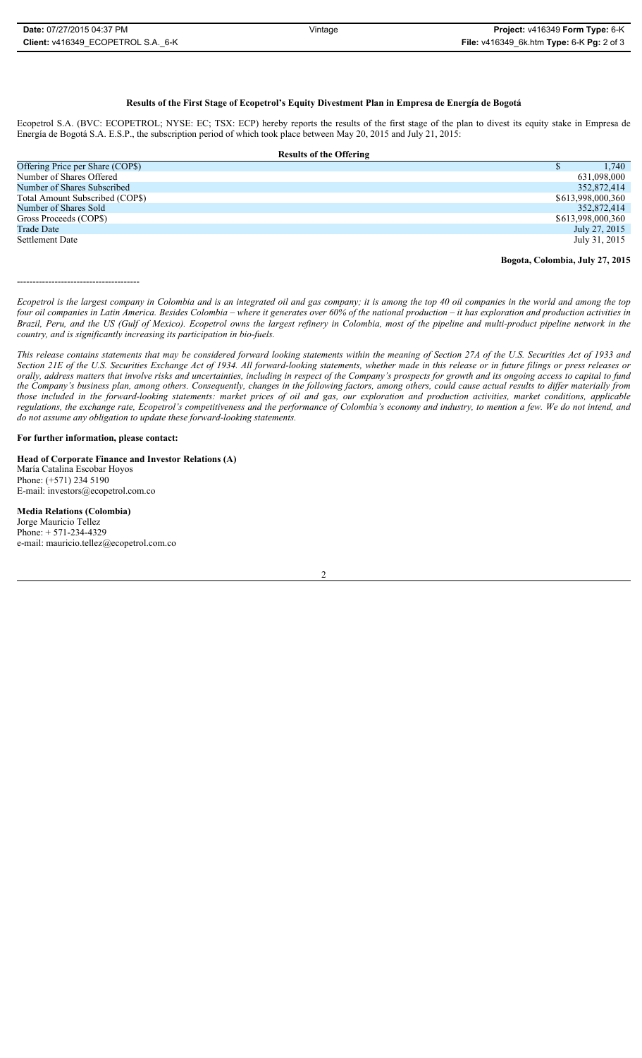**Results of the First Stage of Ecopetrol's Equity Divestment Plan in Empresa de Energía de Bogotá**

Ecopetrol S.A. (BVC: ECOPETROL; NYSE: EC; TSX: ECP) hereby reports the results of the first stage of the plan to divest its equity stake in Empresa de Energía de Bogotá S.A. E.S.P., the subscription period of which took place between May 20, 2015 and July 21, 2015:

| **Results of the Offering** | |
|---|---|
| Offering Price per Share (COP$) | $ 1,740 |
| Number of Shares Offered | 631,098,000 |
| Number of Shares Subscribed | 352,872,414 |
| Total Amount Subscribed (COP$) | $613,998,000,360 |
| Number of Shares Sold | 352,872,414 |
| Gross Proceeds (COP$) | $613,998,000,360 |
| Trade Date | July 27, 2015 |
| Settlement Date | July 31, 2015 |

**Bogota, Colombia, July 27, 2015**

---------------------------------------

*Ecopetrol is the largest company in Colombia and is an integrated oil and gas company; it is among the top 40 oil companies in the world and among the top four oil companies in Latin America. Besides Colombia – where it generates over 60% of the national production – it has exploration and production activities in Brazil, Peru, and the US (Gulf of Mexico). Ecopetrol owns the largest refinery in Colombia, most of the pipeline and multi-product pipeline network in the country, and is significantly increasing its participation in bio-fuels.*

*This release contains statements that may be considered forward looking statements within the meaning of Section 27A of the U.S. Securities Act of 1933 and Section 21E of the U.S. Securities Exchange Act of 1934. All forward-looking statements, whether made in this release or in future filings or press releases or orally, address matters that involve risks and uncertainties, including in respect of the Company's prospects for growth and its ongoing access to capital to fund the Company's business plan, among others. Consequently, changes in the following factors, among others, could cause actual results to differ materially from those included in the forward-looking statements: market prices of oil and gas, our exploration and production activities, market conditions, applicable regulations, the exchange rate, Ecopetrol's competitiveness and the performance of Colombia's economy and industry, to mention a few. We do not intend, and do not assume any obligation to update these forward-looking statements.*

**For further information, please contact:**

**Head of Corporate Finance and Investor Relations (A)**
María Catalina Escobar Hoyos
Phone: (+571) 234 5190
E-mail: investors@ecopetrol.com.co

**Media Relations (Colombia)**
Jorge Mauricio Tellez
Phone: + 571-234-4329
e-mail: mauricio.tellez@ecopetrol.com.co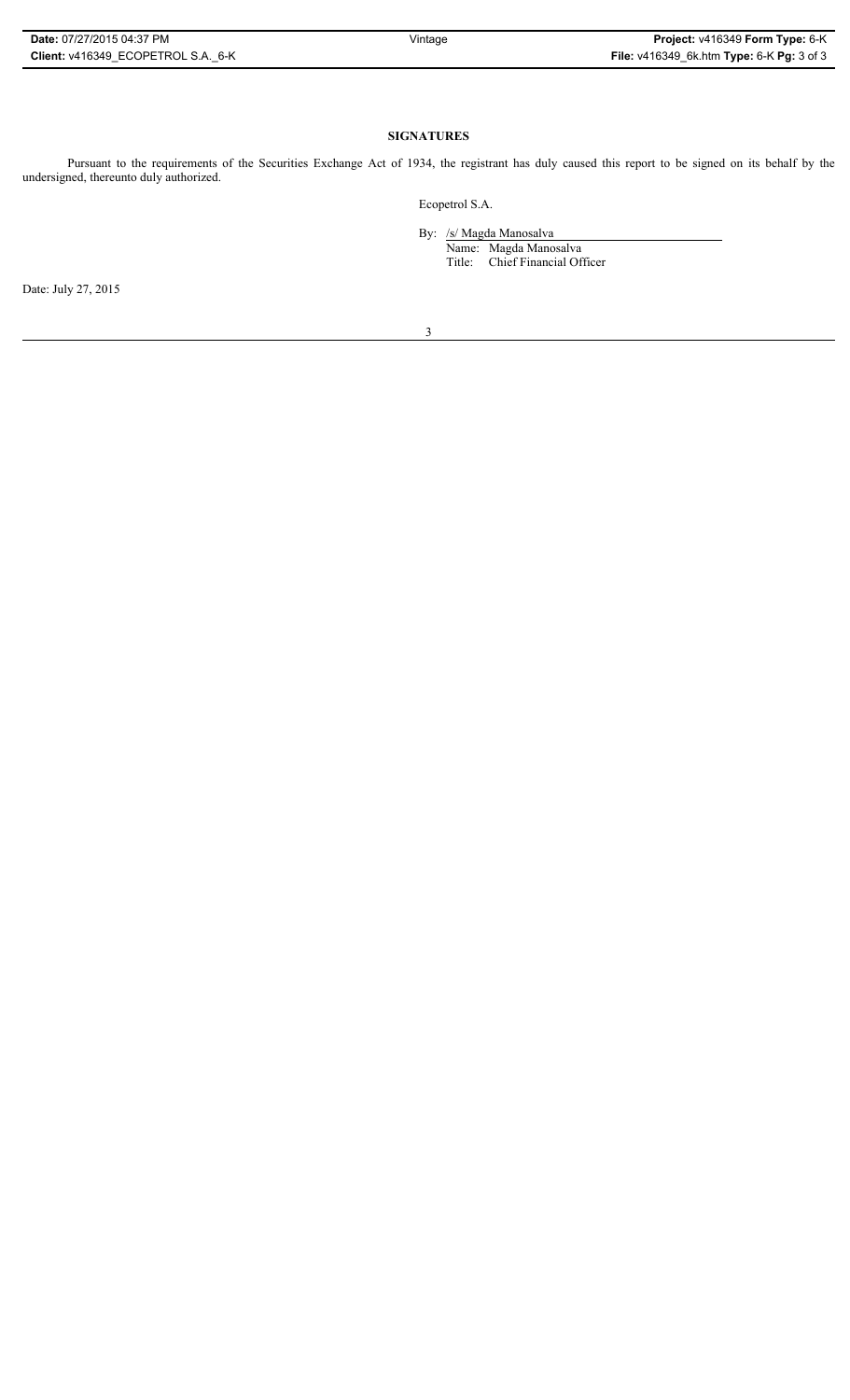## SIGNATURES

Pursuant to the requirements of the Securities Exchange Act of 1934, the registrant has duly caused this report to be signed on its behalf by the undersigned, thereunto duly authorized.

Ecopetrol S.A.

By: /s/ Magda Manosalva
Name: Magda Manosalva
Title: Chief Financial Officer

Date: July 27, 2015